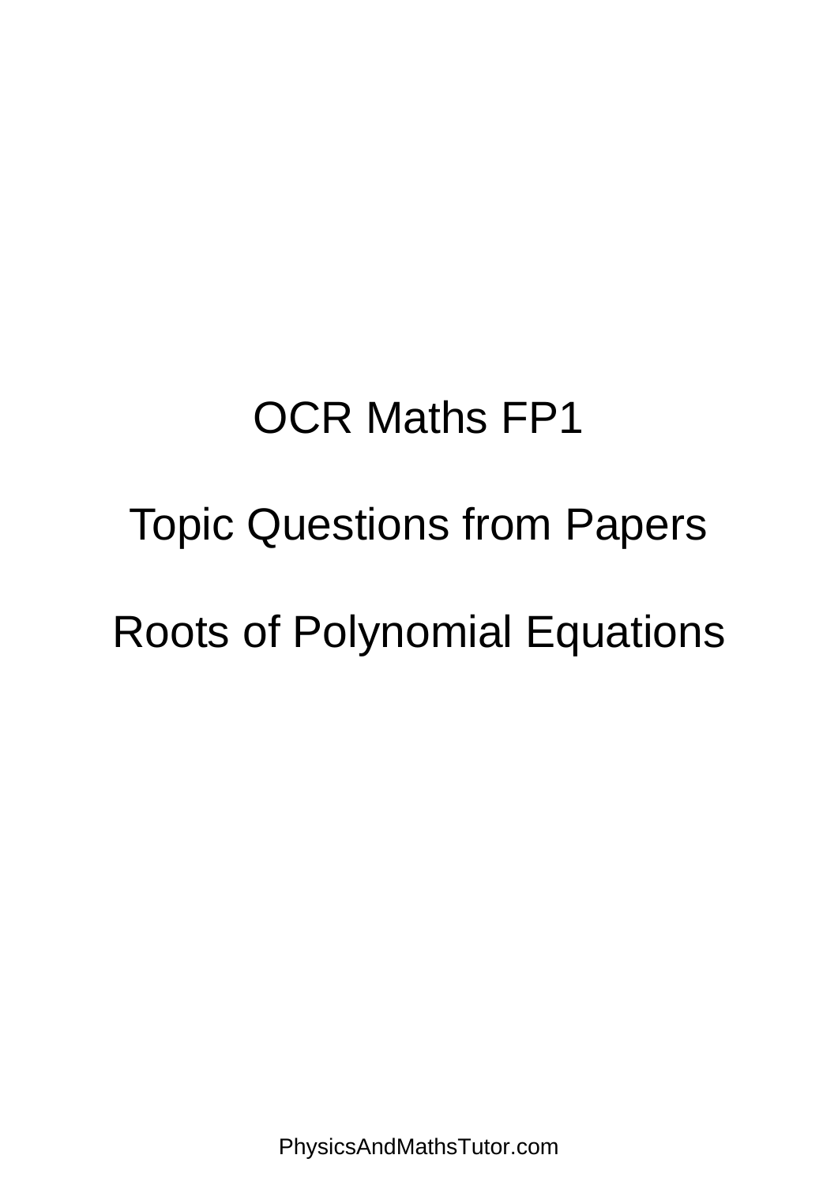# OCR Maths FP1

## Topic Questions from Papers

## Roots of Polynomial Equations

PhysicsAndMathsTutor.com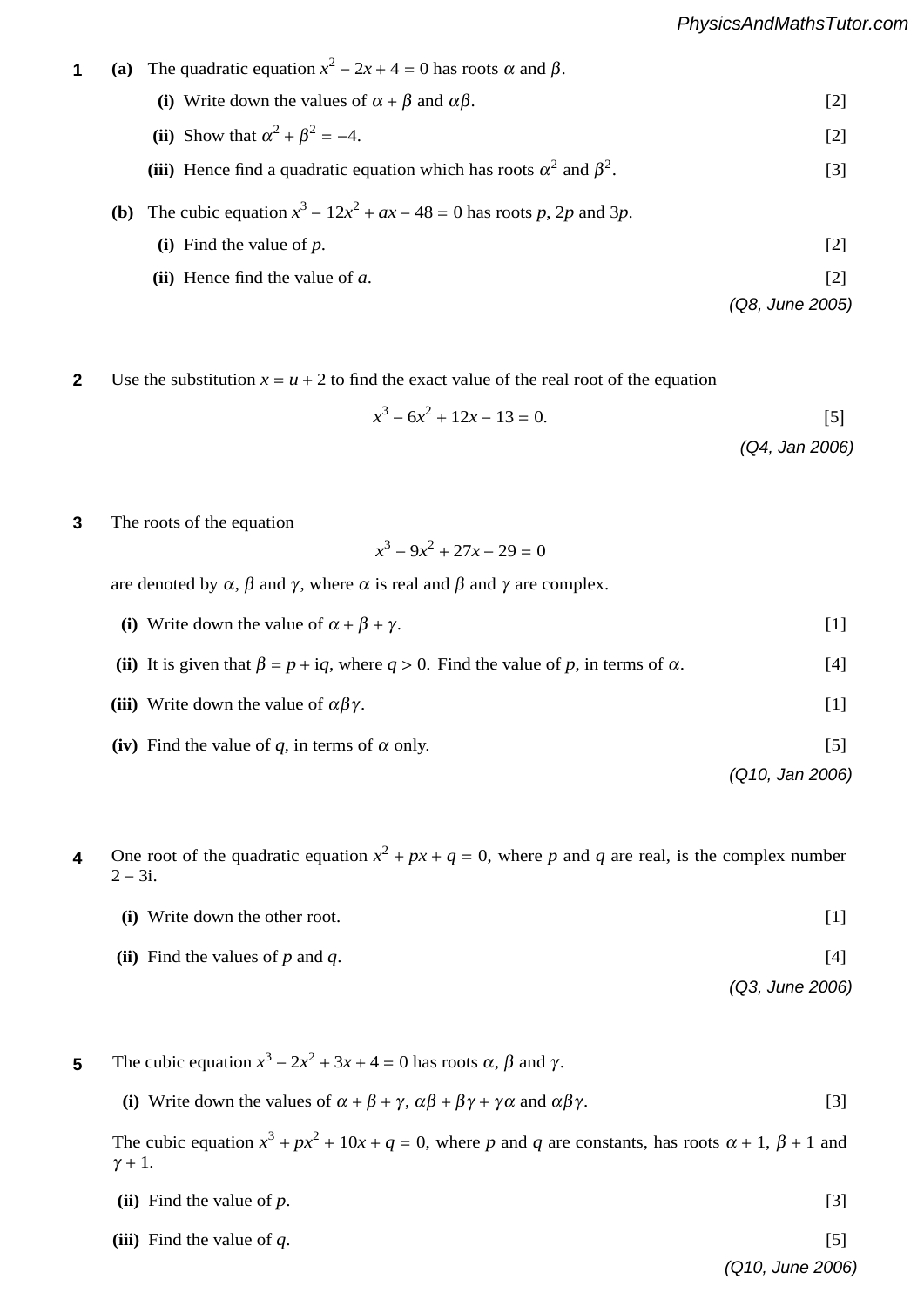**1** **(a)** The quadratic equation $x^2 - 2x + 4 = 0$ has roots $\alpha$ and $\beta$.

**(i)** Write down the values of $\alpha + \beta$ and $\alpha\beta$. [2]

**(ii)** Show that $\alpha^2 + \beta^2 = -4$. [2]

**(iii)** Hence find a quadratic equation which has roots $\alpha^2$ and $\beta^2$. [3]

**(b)** The cubic equation $x^3 - 12x^2 + ax - 48 = 0$ has roots $p$, $2p$ and $3p$.

**(i)** Find the value of $p$. [2]

**(ii)** Hence find the value of $a$. [2]

*(Q8, June 2005)*

**2** Use the substitution $x = u + 2$ to find the exact value of the real root of the equation

$$x^3 - 6x^2 + 12x - 13 = 0.$$ [5]

*(Q4, Jan 2006)*

**3** The roots of the equation

$$x^3 - 9x^2 + 27x - 29 = 0$$

are denoted by $\alpha$, $\beta$ and $\gamma$, where $\alpha$ is real and $\beta$ and $\gamma$ are complex.

**(i)** Write down the value of $\alpha + \beta + \gamma$. [1]

**(ii)** It is given that $\beta = p + \mathrm{i}q$, where $q > 0$. Find the value of $p$, in terms of $\alpha$. [4]

**(iii)** Write down the value of $\alpha\beta\gamma$. [1]

**(iv)** Find the value of $q$, in terms of $\alpha$ only. [5]

*(Q10, Jan 2006)*

**4** One root of the quadratic equation $x^2 + px + q = 0$, where $p$ and $q$ are real, is the complex number $2 - 3\mathrm{i}$.

**(i)** Write down the other root. [1]

**(ii)** Find the values of $p$ and $q$. [4]

*(Q3, June 2006)*

**5** The cubic equation $x^3 - 2x^2 + 3x + 4 = 0$ has roots $\alpha$, $\beta$ and $\gamma$.

**(i)** Write down the values of $\alpha + \beta + \gamma$, $\alpha\beta + \beta\gamma + \gamma\alpha$ and $\alpha\beta\gamma$. [3]

The cubic equation $x^3 + px^2 + 10x + q = 0$, where $p$ and $q$ are constants, has roots $\alpha + 1$, $\beta + 1$ and $\gamma + 1$.

**(ii)** Find the value of $p$. [3]

**(iii)** Find the value of $q$. [5]

*(Q10, June 2006)*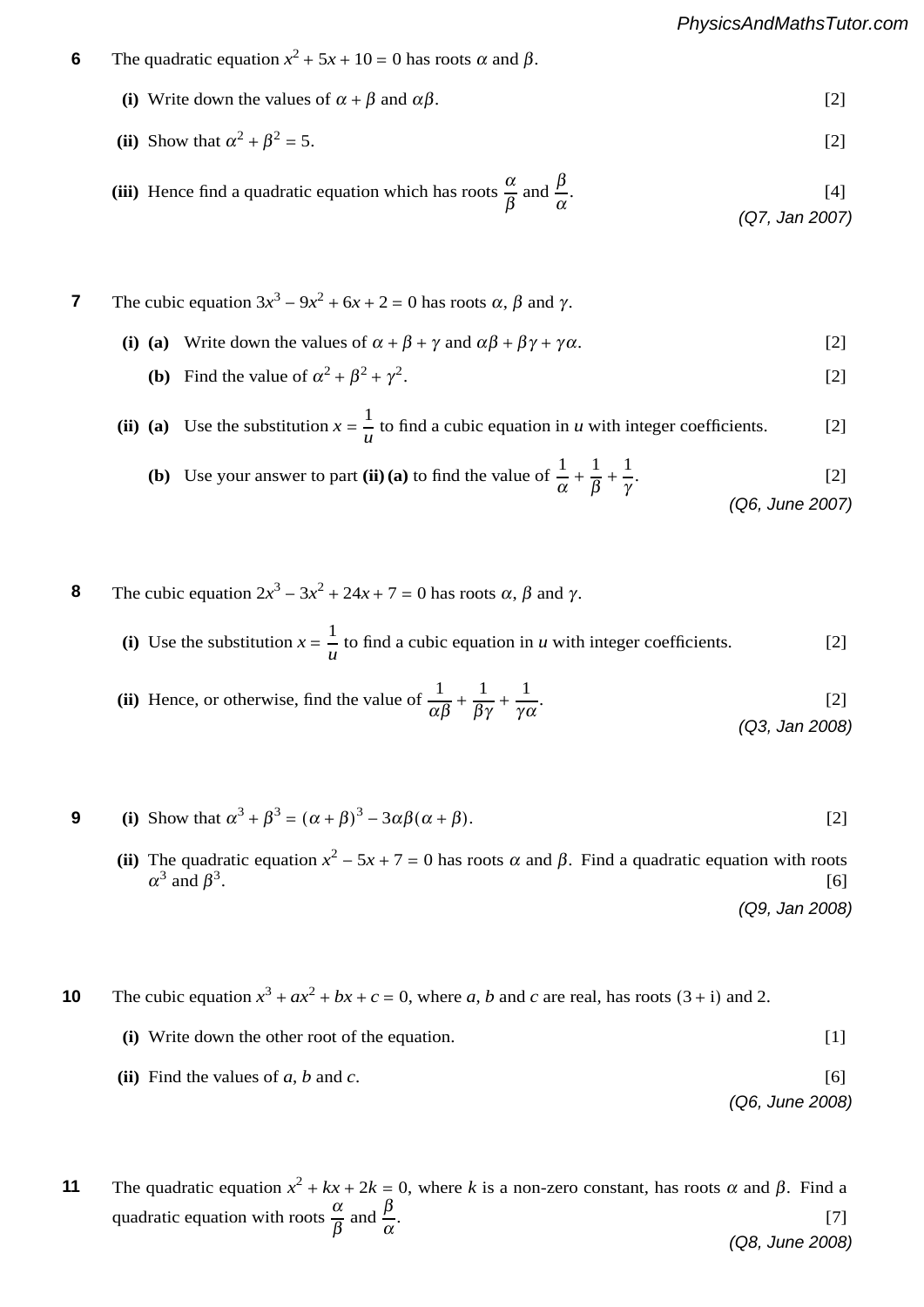**6** The quadratic equation $x^2 + 5x + 10 = 0$ has roots $\alpha$ and $\beta$.

**(i)** Write down the values of $\alpha + \beta$ and $\alpha\beta$. [2]

**(ii)** Show that $\alpha^2 + \beta^2 = 5$. [2]

**(iii)** Hence find a quadratic equation which has roots $\dfrac{\alpha}{\beta}$ and $\dfrac{\beta}{\alpha}$. [4]

*(Q7, Jan 2007)*

**7** The cubic equation $3x^3 - 9x^2 + 6x + 2 = 0$ has roots $\alpha$, $\beta$ and $\gamma$.

**(i) (a)** Write down the values of $\alpha + \beta + \gamma$ and $\alpha\beta + \beta\gamma + \gamma\alpha$. [2]

**(b)** Find the value of $\alpha^2 + \beta^2 + \gamma^2$. [2]

**(ii) (a)** Use the substitution $x = \dfrac{1}{u}$ to find a cubic equation in $u$ with integer coefficients. [2]

**(b)** Use your answer to part **(ii) (a)** to find the value of $\dfrac{1}{\alpha} + \dfrac{1}{\beta} + \dfrac{1}{\gamma}$. [2]

*(Q6, June 2007)*

**8** The cubic equation $2x^3 - 3x^2 + 24x + 7 = 0$ has roots $\alpha$, $\beta$ and $\gamma$.

**(i)** Use the substitution $x = \dfrac{1}{u}$ to find a cubic equation in $u$ with integer coefficients. [2]

**(ii)** Hence, or otherwise, find the value of $\dfrac{1}{\alpha\beta} + \dfrac{1}{\beta\gamma} + \dfrac{1}{\gamma\alpha}$. [2]

*(Q3, Jan 2008)*

**9** **(i)** Show that $\alpha^3 + \beta^3 = (\alpha + \beta)^3 - 3\alpha\beta(\alpha + \beta)$. [2]

**(ii)** The quadratic equation $x^2 - 5x + 7 = 0$ has roots $\alpha$ and $\beta$. Find a quadratic equation with roots $\alpha^3$ and $\beta^3$. [6]

*(Q9, Jan 2008)*

**10** The cubic equation $x^3 + ax^2 + bx + c = 0$, where $a$, $b$ and $c$ are real, has roots $(3 + \mathrm{i})$ and 2.

**(i)** Write down the other root of the equation. [1]

**(ii)** Find the values of $a$, $b$ and $c$. [6]

*(Q6, June 2008)*

**11** The quadratic equation $x^2 + kx + 2k = 0$, where $k$ is a non-zero constant, has roots $\alpha$ and $\beta$. Find a quadratic equation with roots $\dfrac{\alpha}{\beta}$ and $\dfrac{\beta}{\alpha}$. [7]

*(Q8, June 2008)*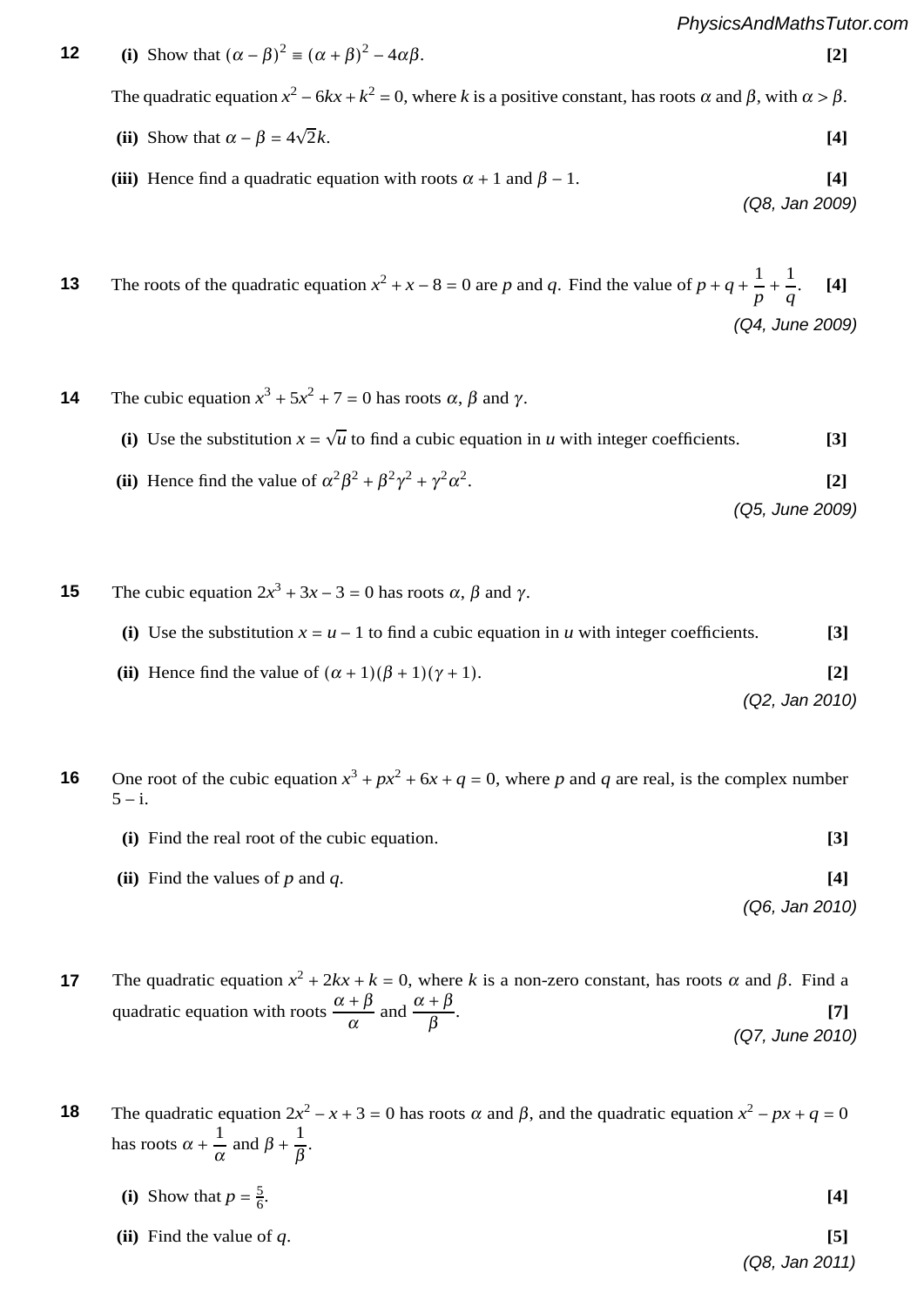**12** **(i)** Show that $(\alpha - \beta)^2 \equiv (\alpha + \beta)^2 - 4\alpha\beta$. **[2]**

The quadratic equation $x^2 - 6kx + k^2 = 0$, where $k$ is a positive constant, has roots $\alpha$ and $\beta$, with $\alpha > \beta$.

**(ii)** Show that $\alpha - \beta = 4\sqrt{2}k$. **[4]**

**(iii)** Hence find a quadratic equation with roots $\alpha + 1$ and $\beta - 1$. **[4]**

*(Q8, Jan 2009)*

**13** The roots of the quadratic equation $x^2 + x - 8 = 0$ are $p$ and $q$. Find the value of $p + q + \dfrac{1}{p} + \dfrac{1}{q}$. **[4]**

*(Q4, June 2009)*

**14** The cubic equation $x^3 + 5x^2 + 7 = 0$ has roots $\alpha$, $\beta$ and $\gamma$.

**(i)** Use the substitution $x = \sqrt{u}$ to find a cubic equation in $u$ with integer coefficients. **[3]**

**(ii)** Hence find the value of $\alpha^2\beta^2 + \beta^2\gamma^2 + \gamma^2\alpha^2$. **[2]**

*(Q5, June 2009)*

**15** The cubic equation $2x^3 + 3x - 3 = 0$ has roots $\alpha$, $\beta$ and $\gamma$.

**(i)** Use the substitution $x = u - 1$ to find a cubic equation in $u$ with integer coefficients. **[3]**

**(ii)** Hence find the value of $(\alpha + 1)(\beta + 1)(\gamma + 1)$. **[2]**

*(Q2, Jan 2010)*

**16** One root of the cubic equation $x^3 + px^2 + 6x + q = 0$, where $p$ and $q$ are real, is the complex number $5 - \mathrm{i}$.

**(i)** Find the real root of the cubic equation. **[3]**

**(ii)** Find the values of $p$ and $q$. **[4]**

*(Q6, Jan 2010)*

**17** The quadratic equation $x^2 + 2kx + k = 0$, where $k$ is a non-zero constant, has roots $\alpha$ and $\beta$. Find a quadratic equation with roots $\dfrac{\alpha + \beta}{\alpha}$ and $\dfrac{\alpha + \beta}{\beta}$. **[7]**

*(Q7, June 2010)*

**18** The quadratic equation $2x^2 - x + 3 = 0$ has roots $\alpha$ and $\beta$, and the quadratic equation $x^2 - px + q = 0$ has roots $\alpha + \dfrac{1}{\alpha}$ and $\beta + \dfrac{1}{\beta}$.

**(i)** Show that $p = \frac{5}{6}$. **[4]**

**(ii)** Find the value of $q$. **[5]**

*(Q8, Jan 2011)*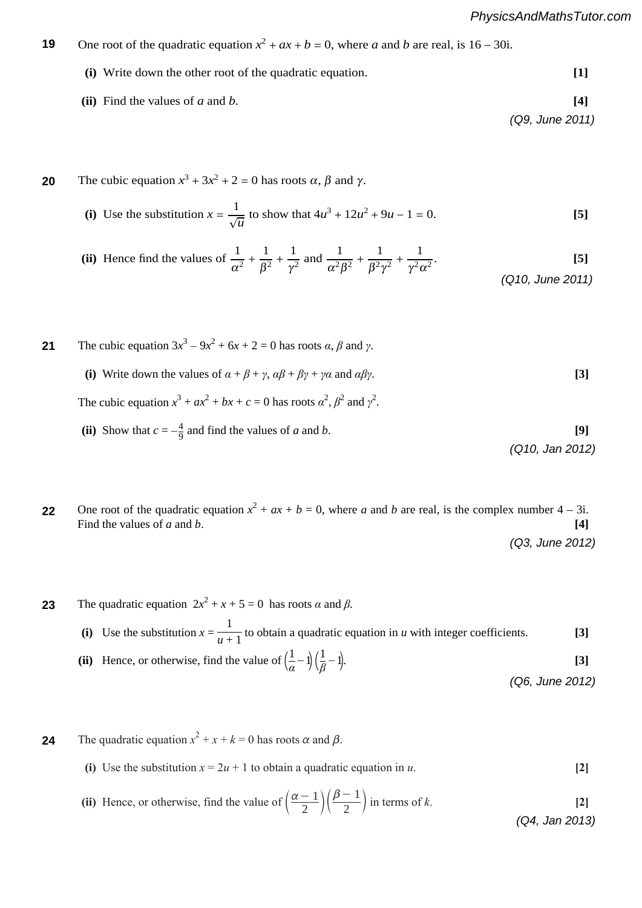**19** One root of the quadratic equation $x^2 + ax + b = 0$, where $a$ and $b$ are real, is $16 - 30\text{i}$.

**(i)** Write down the other root of the quadratic equation. **[1]**

**(ii)** Find the values of $a$ and $b$. **[4]**

*(Q9, June 2011)*

**20** The cubic equation $x^3 + 3x^2 + 2 = 0$ has roots $\alpha$, $\beta$ and $\gamma$.

**(i)** Use the substitution $x = \dfrac{1}{\sqrt{u}}$ to show that $4u^3 + 12u^2 + 9u - 1 = 0$. **[5]**

**(ii)** Hence find the values of $\dfrac{1}{\alpha^2} + \dfrac{1}{\beta^2} + \dfrac{1}{\gamma^2}$ and $\dfrac{1}{\alpha^2\beta^2} + \dfrac{1}{\beta^2\gamma^2} + \dfrac{1}{\gamma^2\alpha^2}$. **[5]**

*(Q10, June 2011)*

**21** The cubic equation $3x^3 - 9x^2 + 6x + 2 = 0$ has roots $\alpha$, $\beta$ and $\gamma$.

**(i)** Write down the values of $\alpha + \beta + \gamma$, $\alpha\beta + \beta\gamma + \gamma\alpha$ and $\alpha\beta\gamma$. **[3]**

The cubic equation $x^3 + ax^2 + bx + c = 0$ has roots $\alpha^2$, $\beta^2$ and $\gamma^2$.

**(ii)** Show that $c = -\frac{4}{9}$ and find the values of $a$ and $b$. **[9]**

*(Q10, Jan 2012)*

**22** One root of the quadratic equation $x^2 + ax + b = 0$, where $a$ and $b$ are real, is the complex number $4 - 3\text{i}$. Find the values of $a$ and $b$. **[4]**

*(Q3, June 2012)*

**23** The quadratic equation $2x^2 + x + 5 = 0$ has roots $\alpha$ and $\beta$.

**(i)** Use the substitution $x = \dfrac{1}{u+1}$ to obtain a quadratic equation in $u$ with integer coefficients. **[3]**

**(ii)** Hence, or otherwise, find the value of $\left(\dfrac{1}{\alpha} - 1\right)\left(\dfrac{1}{\beta} - 1\right)$. **[3]**

*(Q6, June 2012)*

**24** The quadratic equation $x^2 + x + k = 0$ has roots $\alpha$ and $\beta$.

**(i)** Use the substitution $x = 2u + 1$ to obtain a quadratic equation in $u$. **[2]**

**(ii)** Hence, or otherwise, find the value of $\left(\dfrac{\alpha - 1}{2}\right)\left(\dfrac{\beta - 1}{2}\right)$ in terms of $k$. **[2]**

*(Q4, Jan 2013)*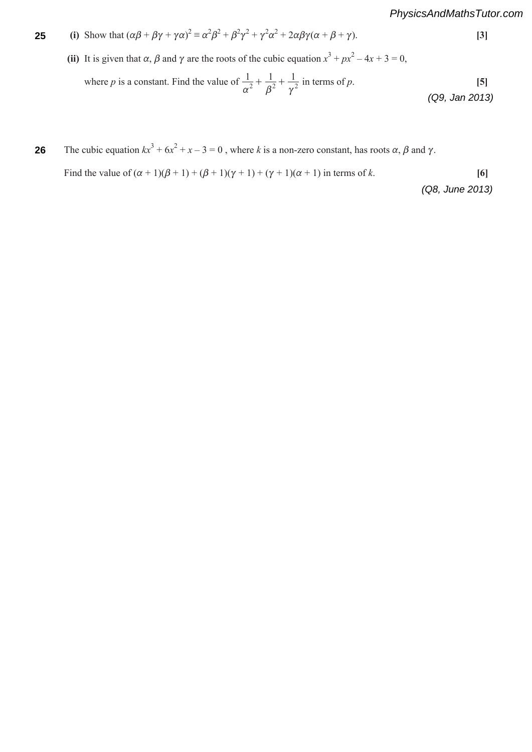**25** **(i)** Show that $(\alpha\beta + \beta\gamma + \gamma\alpha)^2 \equiv \alpha^2\beta^2 + \beta^2\gamma^2 + \gamma^2\alpha^2 + 2\alpha\beta\gamma(\alpha + \beta + \gamma)$. **[3]**

**(ii)** It is given that $\alpha$, $\beta$ and $\gamma$ are the roots of the cubic equation $x^3 + px^2 - 4x + 3 = 0$, where $p$ is a constant. Find the value of $\frac{1}{\alpha^2} + \frac{1}{\beta^2} + \frac{1}{\gamma^2}$ in terms of $p$. **[5]**

*(Q9, Jan 2013)*

**26** The cubic equation $kx^3 + 6x^2 + x - 3 = 0$, where $k$ is a non-zero constant, has roots $\alpha$, $\beta$ and $\gamma$.

Find the value of $(\alpha + 1)(\beta + 1) + (\beta + 1)(\gamma + 1) + (\gamma + 1)(\alpha + 1)$ in terms of $k$. **[6]**

*(Q8, June 2013)*